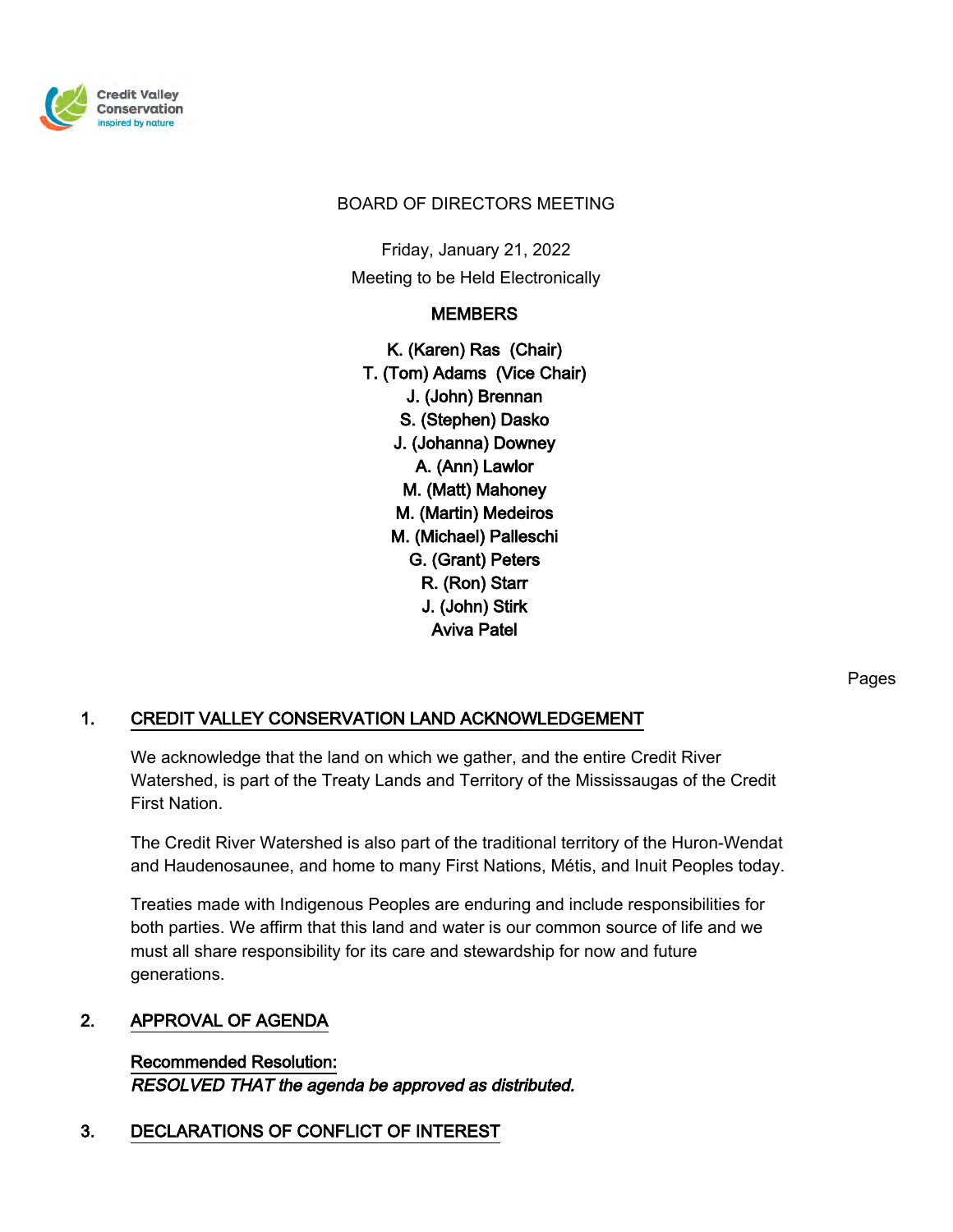Credit Valley Conservation
inspired by nature

# BOARD OF DIRECTORS MEETING

Friday, January 21, 2022

Meeting to be Held Electronically

**MEMBERS**

**K. (Karen) Ras (Chair)**
**T. (Tom) Adams (Vice Chair)**
**J. (John) Brennan**
**S. (Stephen) Dasko**
**J. (Johanna) Downey**
**A. (Ann) Lawlor**
**M. (Matt) Mahoney**
**M. (Martin) Medeiros**
**M. (Michael) Palleschi**
**G. (Grant) Peters**
**R. (Ron) Starr**
**J. (John) Stirk**
**Aviva Patel**

Pages

## 1. CREDIT VALLEY CONSERVATION LAND ACKNOWLEDGEMENT

We acknowledge that the land on which we gather, and the entire Credit River Watershed, is part of the Treaty Lands and Territory of the Mississaugas of the Credit First Nation.

The Credit River Watershed is also part of the traditional territory of the Huron-Wendat and Haudenosaunee, and home to many First Nations, Métis, and Inuit Peoples today.

Treaties made with Indigenous Peoples are enduring and include responsibilities for both parties. We affirm that this land and water is our common source of life and we must all share responsibility for its care and stewardship for now and future generations.

## 2. APPROVAL OF AGENDA

**Recommended Resolution:**
***RESOLVED THAT the agenda be approved as distributed.***

## 3. DECLARATIONS OF CONFLICT OF INTEREST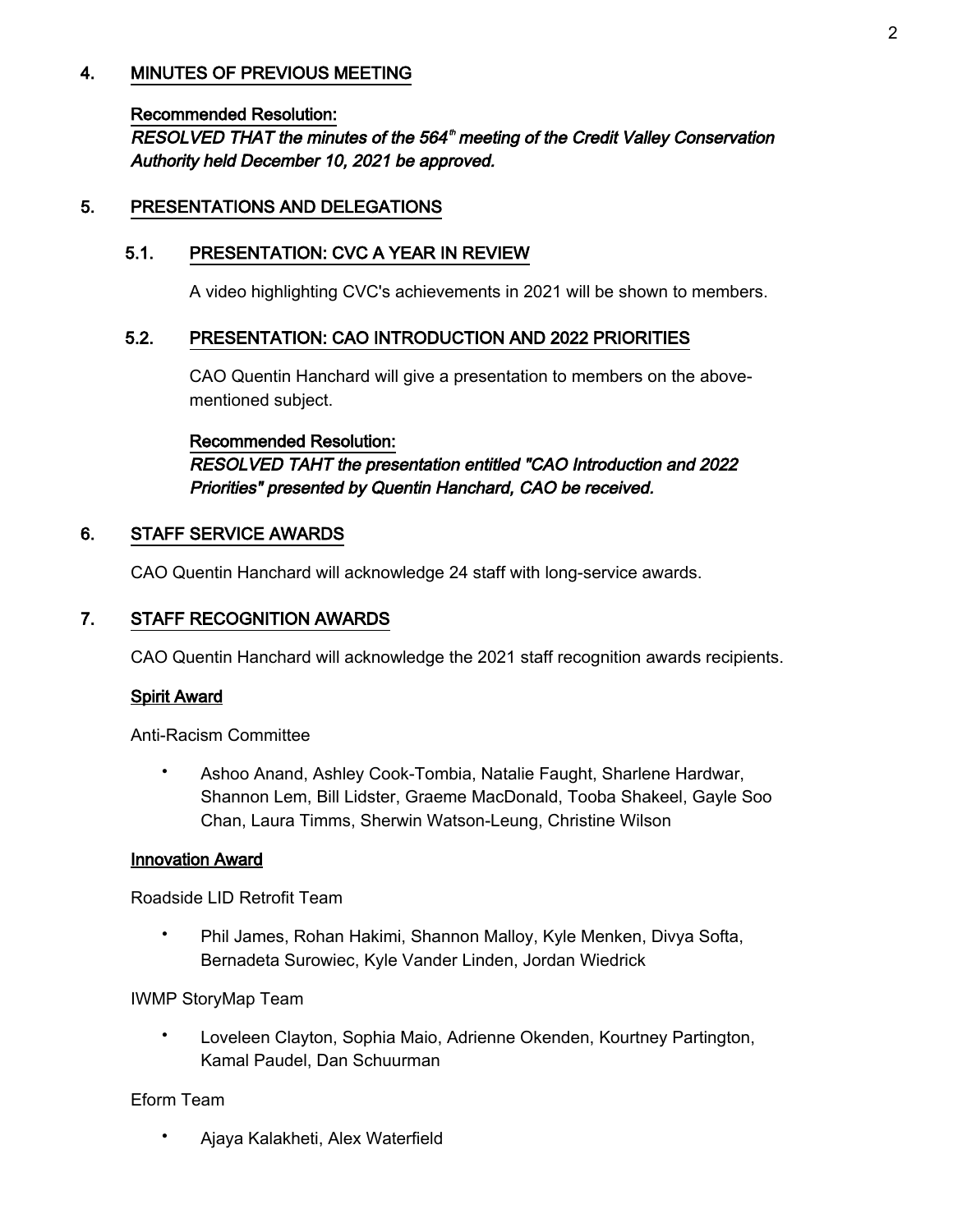## 4. MINUTES OF PREVIOUS MEETING

**Recommended Resolution:**

***RESOLVED THAT the minutes of the 564th meeting of the Credit Valley Conservation Authority held December 10, 2021 be approved.***

## 5. PRESENTATIONS AND DELEGATIONS

### 5.1. PRESENTATION: CVC A YEAR IN REVIEW

A video highlighting CVC's achievements in 2021 will be shown to members.

### 5.2. PRESENTATION: CAO INTRODUCTION AND 2022 PRIORITIES

CAO Quentin Hanchard will give a presentation to members on the above-mentioned subject.

**Recommended Resolution:**

***RESOLVED TAHT the presentation entitled "CAO Introduction and 2022 Priorities" presented by Quentin Hanchard, CAO be received.***

## 6. STAFF SERVICE AWARDS

CAO Quentin Hanchard will acknowledge 24 staff with long-service awards.

## 7. STAFF RECOGNITION AWARDS

CAO Quentin Hanchard will acknowledge the 2021 staff recognition awards recipients.

**Spirit Award**

Anti-Racism Committee

- Ashoo Anand, Ashley Cook-Tombia, Natalie Faught, Sharlene Hardwar, Shannon Lem, Bill Lidster, Graeme MacDonald, Tooba Shakeel, Gayle Soo Chan, Laura Timms, Sherwin Watson-Leung, Christine Wilson

**Innovation Award**

Roadside LID Retrofit Team

- Phil James, Rohan Hakimi, Shannon Malloy, Kyle Menken, Divya Softa, Bernadeta Surowiec, Kyle Vander Linden, Jordan Wiedrick

IWMP StoryMap Team

- Loveleen Clayton, Sophia Maio, Adrienne Okenden, Kourtney Partington, Kamal Paudel, Dan Schuurman

Eform Team

- Ajaya Kalakheti, Alex Waterfield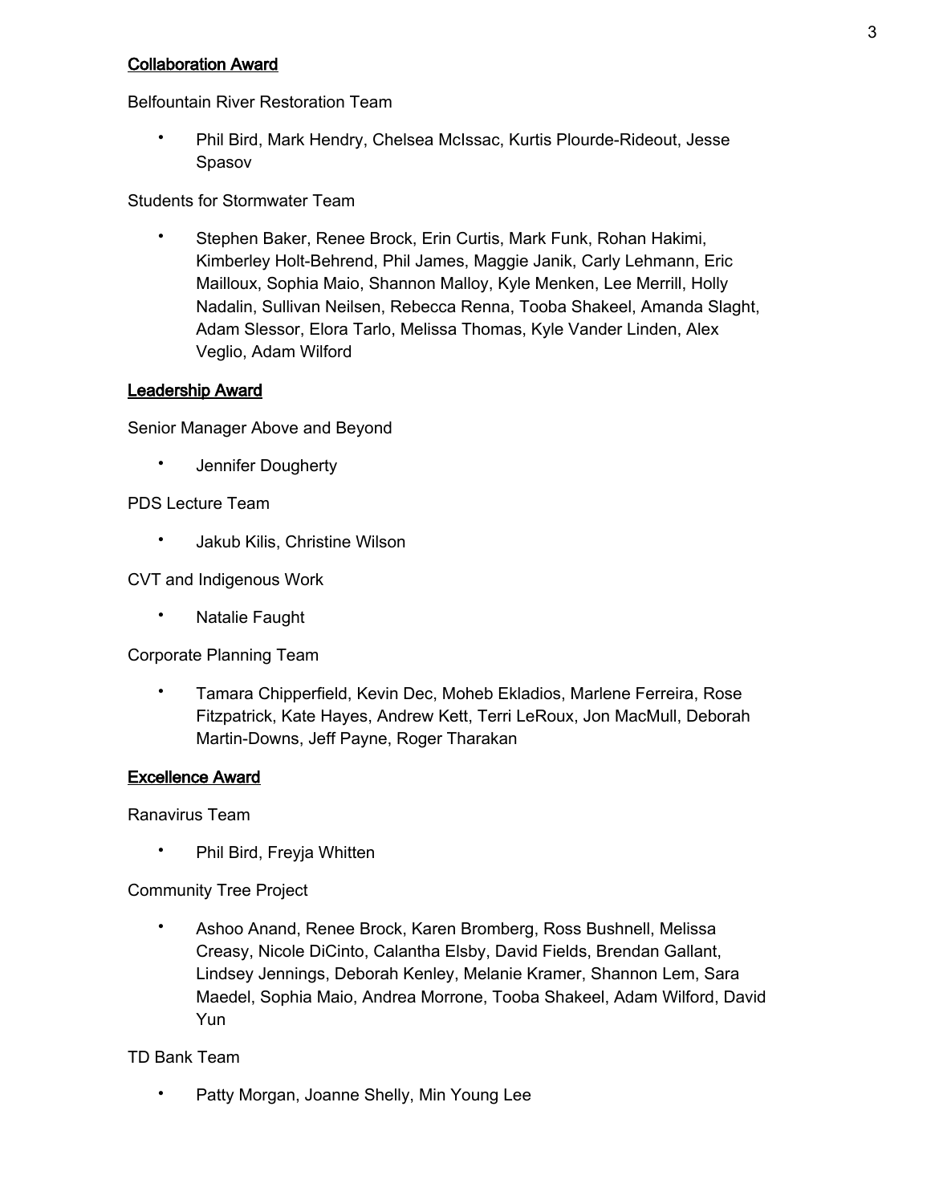<u>Collaboration Award</u>

Belfountain River Restoration Team

- Phil Bird, Mark Hendry, Chelsea McIssac, Kurtis Plourde-Rideout, Jesse Spasov

Students for Stormwater Team

- Stephen Baker, Renee Brock, Erin Curtis, Mark Funk, Rohan Hakimi, Kimberley Holt-Behrend, Phil James, Maggie Janik, Carly Lehmann, Eric Mailloux, Sophia Maio, Shannon Malloy, Kyle Menken, Lee Merrill, Holly Nadalin, Sullivan Neilsen, Rebecca Renna, Tooba Shakeel, Amanda Slaght, Adam Slessor, Elora Tarlo, Melissa Thomas, Kyle Vander Linden, Alex Veglio, Adam Wilford

<u>Leadership Award</u>

Senior Manager Above and Beyond

- Jennifer Dougherty

PDS Lecture Team

- Jakub Kilis, Christine Wilson

CVT and Indigenous Work

- Natalie Faught

Corporate Planning Team

- Tamara Chipperfield, Kevin Dec, Moheb Ekladios, Marlene Ferreira, Rose Fitzpatrick, Kate Hayes, Andrew Kett, Terri LeRoux, Jon MacMull, Deborah Martin-Downs, Jeff Payne, Roger Tharakan

<u>Excellence Award</u>

Ranavirus Team

- Phil Bird, Freyja Whitten

Community Tree Project

- Ashoo Anand, Renee Brock, Karen Bromberg, Ross Bushnell, Melissa Creasy, Nicole DiCinto, Calantha Elsby, David Fields, Brendan Gallant, Lindsey Jennings, Deborah Kenley, Melanie Kramer, Shannon Lem, Sara Maedel, Sophia Maio, Andrea Morrone, Tooba Shakeel, Adam Wilford, David Yun

TD Bank Team

- Patty Morgan, Joanne Shelly, Min Young Lee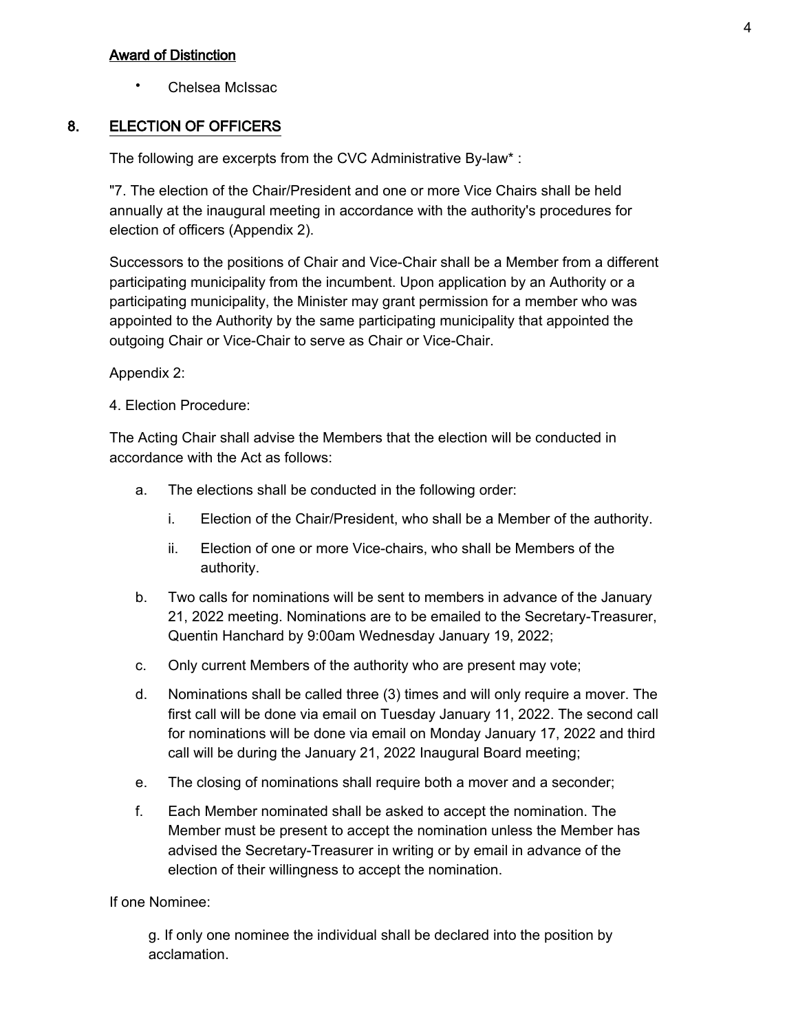**Award of Distinction**

- Chelsea McIssac

## 8. ELECTION OF OFFICERS

The following are excerpts from the CVC Administrative By-law* :

"7. The election of the Chair/President and one or more Vice Chairs shall be held annually at the inaugural meeting in accordance with the authority's procedures for election of officers (Appendix 2).

Successors to the positions of Chair and Vice-Chair shall be a Member from a different participating municipality from the incumbent. Upon application by an Authority or a participating municipality, the Minister may grant permission for a member who was appointed to the Authority by the same participating municipality that appointed the outgoing Chair or Vice-Chair to serve as Chair or Vice-Chair.

Appendix 2:

4. Election Procedure:

The Acting Chair shall advise the Members that the election will be conducted in accordance with the Act as follows:

a. The elections shall be conducted in the following order:
   i. Election of the Chair/President, who shall be a Member of the authority.
   ii. Election of one or more Vice-chairs, who shall be Members of the authority.
b. Two calls for nominations will be sent to members in advance of the January 21, 2022 meeting. Nominations are to be emailed to the Secretary-Treasurer, Quentin Hanchard by 9:00am Wednesday January 19, 2022;
c. Only current Members of the authority who are present may vote;
d. Nominations shall be called three (3) times and will only require a mover. The first call will be done via email on Tuesday January 11, 2022. The second call for nominations will be done via email on Monday January 17, 2022 and third call will be during the January 21, 2022 Inaugural Board meeting;
e. The closing of nominations shall require both a mover and a seconder;
f. Each Member nominated shall be asked to accept the nomination. The Member must be present to accept the nomination unless the Member has advised the Secretary-Treasurer in writing or by email in advance of the election of their willingness to accept the nomination.

If one Nominee:

g. If only one nominee the individual shall be declared into the position by acclamation.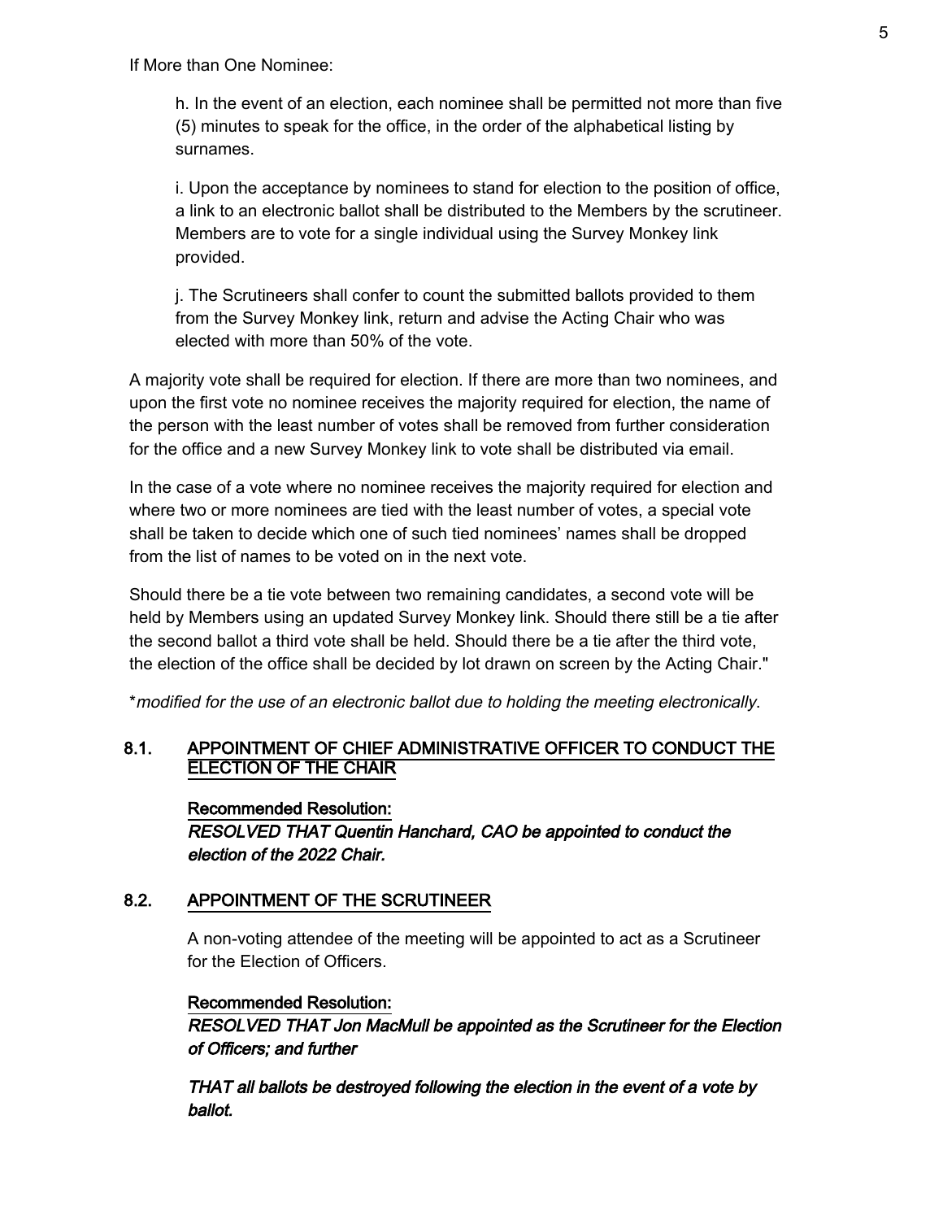If More than One Nominee:

h. In the event of an election, each nominee shall be permitted not more than five (5) minutes to speak for the office, in the order of the alphabetical listing by surnames.

i. Upon the acceptance by nominees to stand for election to the position of office, a link to an electronic ballot shall be distributed to the Members by the scrutineer. Members are to vote for a single individual using the Survey Monkey link provided.

j. The Scrutineers shall confer to count the submitted ballots provided to them from the Survey Monkey link, return and advise the Acting Chair who was elected with more than 50% of the vote.

A majority vote shall be required for election. If there are more than two nominees, and upon the first vote no nominee receives the majority required for election, the name of the person with the least number of votes shall be removed from further consideration for the office and a new Survey Monkey link to vote shall be distributed via email.

In the case of a vote where no nominee receives the majority required for election and where two or more nominees are tied with the least number of votes, a special vote shall be taken to decide which one of such tied nominees' names shall be dropped from the list of names to be voted on in the next vote.

Should there be a tie vote between two remaining candidates, a second vote will be held by Members using an updated Survey Monkey link. Should there still be a tie after the second ballot a third vote shall be held. Should there be a tie after the third vote, the election of the office shall be decided by lot drawn on screen by the Acting Chair."

**modified for the use of an electronic ballot due to holding the meeting electronically.*

## 8.1. APPOINTMENT OF CHIEF ADMINISTRATIVE OFFICER TO CONDUCT THE ELECTION OF THE CHAIR

**Recommended Resolution:**

***RESOLVED THAT Quentin Hanchard, CAO be appointed to conduct the election of the 2022 Chair.***

## 8.2. APPOINTMENT OF THE SCRUTINEER

A non-voting attendee of the meeting will be appointed to act as a Scrutineer for the Election of Officers.

**Recommended Resolution:**

***RESOLVED THAT Jon MacMull be appointed as the Scrutineer for the Election of Officers; and further***

***THAT all ballots be destroyed following the election in the event of a vote by ballot.***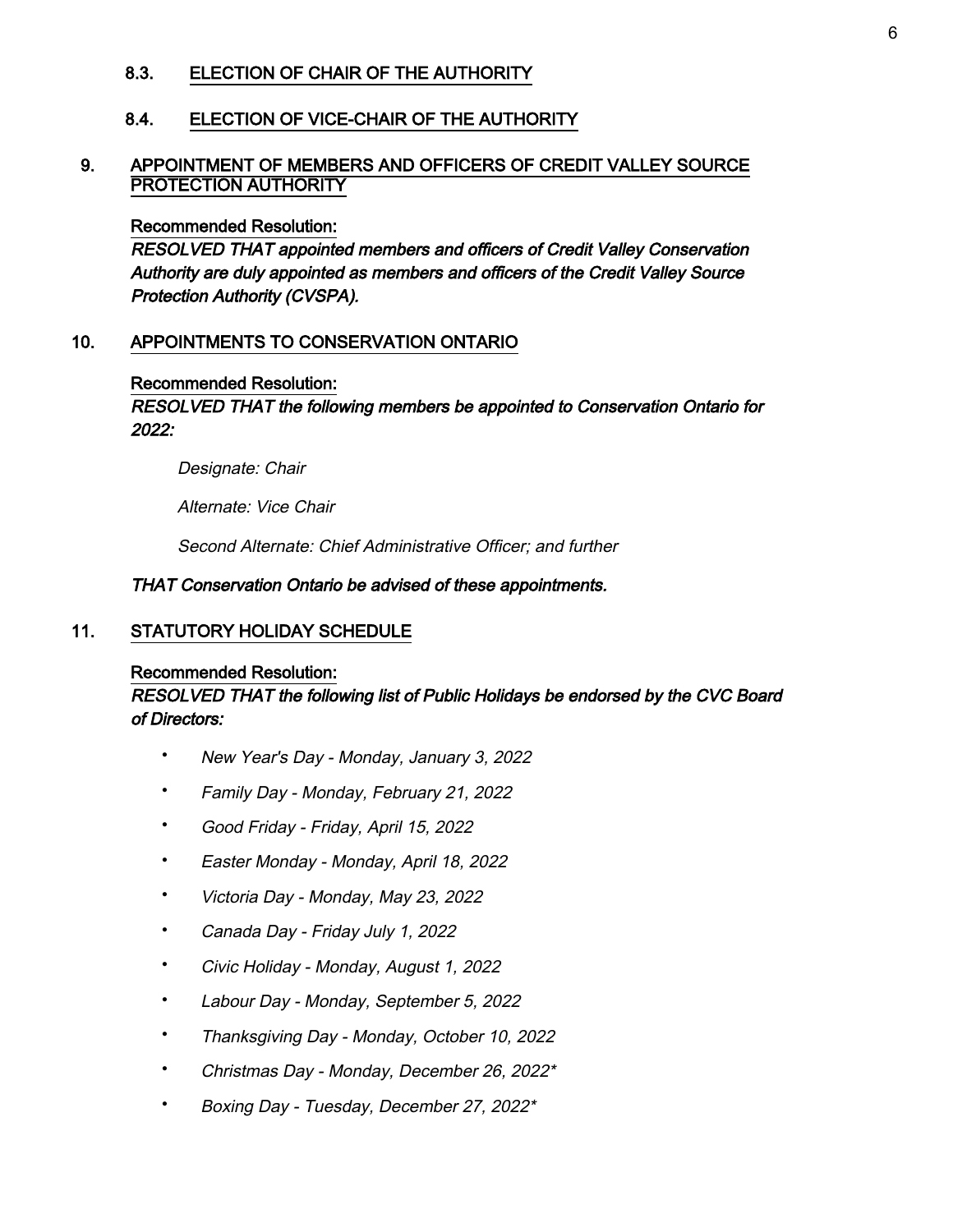### 8.3. ELECTION OF CHAIR OF THE AUTHORITY

### 8.4. ELECTION OF VICE-CHAIR OF THE AUTHORITY

## 9. APPOINTMENT OF MEMBERS AND OFFICERS OF CREDIT VALLEY SOURCE PROTECTION AUTHORITY

**Recommended Resolution:**

***RESOLVED THAT appointed members and officers of Credit Valley Conservation Authority are duly appointed as members and officers of the Credit Valley Source Protection Authority (CVSPA).***

## 10. APPOINTMENTS TO CONSERVATION ONTARIO

**Recommended Resolution:**

***RESOLVED THAT the following members be appointed to Conservation Ontario for 2022:***

*Designate: Chair*

*Alternate: Vice Chair*

*Second Alternate: Chief Administrative Officer; and further*

***THAT Conservation Ontario be advised of these appointments.***

## 11. STATUTORY HOLIDAY SCHEDULE

**Recommended Resolution:**

***RESOLVED THAT the following list of Public Holidays be endorsed by the CVC Board of Directors:***

- *New Year's Day - Monday, January 3, 2022*
- *Family Day - Monday, February 21, 2022*
- *Good Friday - Friday, April 15, 2022*
- *Easter Monday - Monday, April 18, 2022*
- *Victoria Day - Monday, May 23, 2022*
- *Canada Day - Friday July 1, 2022*
- *Civic Holiday - Monday, August 1, 2022*
- *Labour Day - Monday, September 5, 2022*
- *Thanksgiving Day - Monday, October 10, 2022*
- *Christmas Day - Monday, December 26, 2022**
- *Boxing Day - Tuesday, December 27, 2022**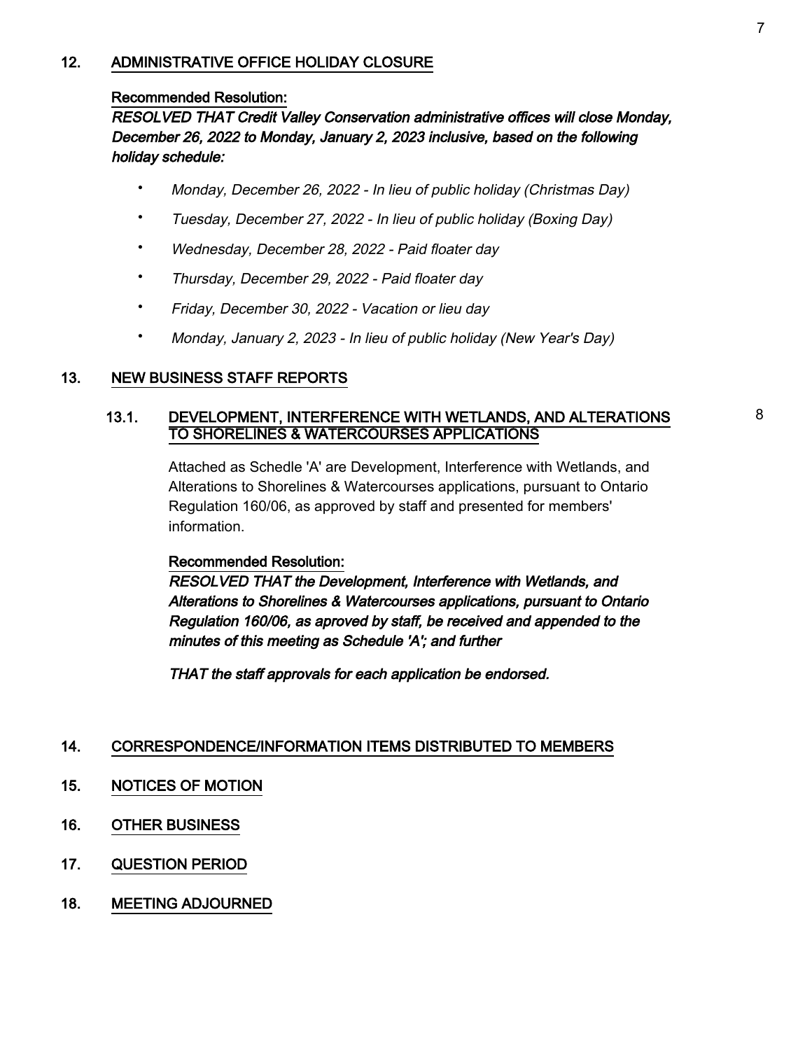## 12. ADMINISTRATIVE OFFICE HOLIDAY CLOSURE

**Recommended Resolution:**

***RESOLVED THAT Credit Valley Conservation administrative offices will close Monday, December 26, 2022 to Monday, January 2, 2023 inclusive, based on the following holiday schedule:***

- *Monday, December 26, 2022 - In lieu of public holiday (Christmas Day)*
- *Tuesday, December 27, 2022 - In lieu of public holiday (Boxing Day)*
- *Wednesday, December 28, 2022 - Paid floater day*
- *Thursday, December 29, 2022 - Paid floater day*
- *Friday, December 30, 2022 - Vacation or lieu day*
- *Monday, January 2, 2023 - In lieu of public holiday (New Year's Day)*

## 13. NEW BUSINESS STAFF REPORTS

### 13.1. DEVELOPMENT, INTERFERENCE WITH WETLANDS, AND ALTERATIONS TO SHORELINES & WATERCOURSES APPLICATIONS

8

Attached as Schedle 'A' are Development, Interference with Wetlands, and Alterations to Shorelines & Watercourses applications, pursuant to Ontario Regulation 160/06, as approved by staff and presented for members' information.

**Recommended Resolution:**

***RESOLVED THAT the Development, Interference with Wetlands, and Alterations to Shorelines & Watercourses applications, pursuant to Ontario Regulation 160/06, as aproved by staff, be received and appended to the minutes of this meeting as Schedule 'A'; and further***

***THAT the staff approvals for each application be endorsed.***

## 14. CORRESPONDENCE/INFORMATION ITEMS DISTRIBUTED TO MEMBERS

## 15. NOTICES OF MOTION

## 16. OTHER BUSINESS

## 17. QUESTION PERIOD

## 18. MEETING ADJOURNED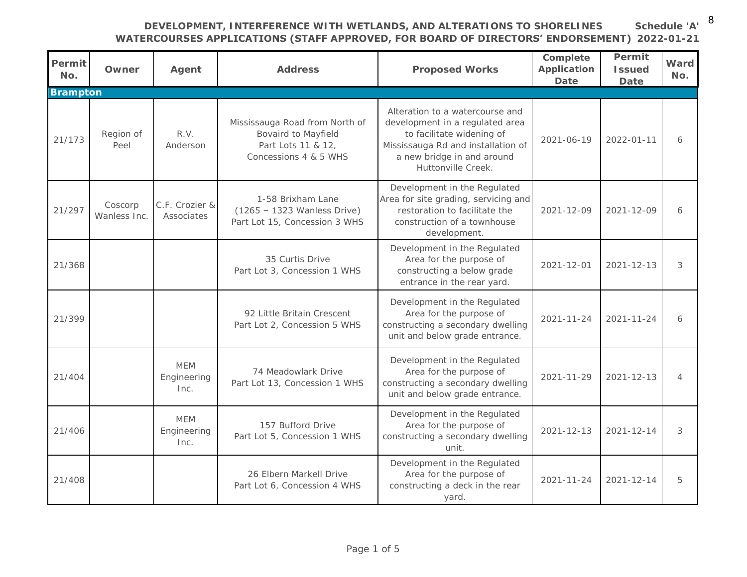**DEVELOPMENT, INTERFERENCE WITH WETLANDS, AND ALTERATIONS TO SHORELINES WATERCOURSES APPLICATIONS (STAFF APPROVED, FOR BOARD OF DIRECTORS' ENDORSEMENT)**

**Schedule 'A' 2022-01-21**

| Permit No. | Owner | Agent | Address | Proposed Works | Complete Application Date | Permit Issued Date | Ward No. |
|---|---|---|---|---|---|---|---|
| **Brampton** | | | | | | | |
| 21/173 | Region of Peel | R.V. Anderson | Mississauga Road from North of Bovaird to Mayfield Part Lots 11 & 12, Concessions 4 & 5 WHS | Alteration to a watercourse and development in a regulated area to facilitate widening of Mississauga Rd and installation of a new bridge in and around Huttonville Creek. | 2021-06-19 | 2022-01-11 | 6 |
| 21/297 | Coscorp Wanless Inc. | C.F. Crozier & Associates | 1-58 Brixham Lane (1265 – 1323 Wanless Drive) Part Lot 15, Concession 3 WHS | Development in the Regulated Area for site grading, servicing and restoration to facilitate the construction of a townhouse development. | 2021-12-09 | 2021-12-09 | 6 |
| 21/368 | | | 35 Curtis Drive Part Lot 3, Concession 1 WHS | Development in the Regulated Area for the purpose of constructing a below grade entrance in the rear yard. | 2021-12-01 | 2021-12-13 | 3 |
| 21/399 | | | 92 Little Britain Crescent Part Lot 2, Concession 5 WHS | Development in the Regulated Area for the purpose of constructing a secondary dwelling unit and below grade entrance. | 2021-11-24 | 2021-11-24 | 6 |
| 21/404 | | MEM Engineering Inc. | 74 Meadowlark Drive Part Lot 13, Concession 1 WHS | Development in the Regulated Area for the purpose of constructing a secondary dwelling unit and below grade entrance. | 2021-11-29 | 2021-12-13 | 4 |
| 21/406 | | MEM Engineering Inc. | 157 Bufford Drive Part Lot 5, Concession 1 WHS | Development in the Regulated Area for the purpose of constructing a secondary dwelling unit. | 2021-12-13 | 2021-12-14 | 3 |
| 21/408 | | | 26 Elbern Markell Drive Part Lot 6, Concession 4 WHS | Development in the Regulated Area for the purpose of constructing a deck in the rear yard. | 2021-11-24 | 2021-12-14 | 5 |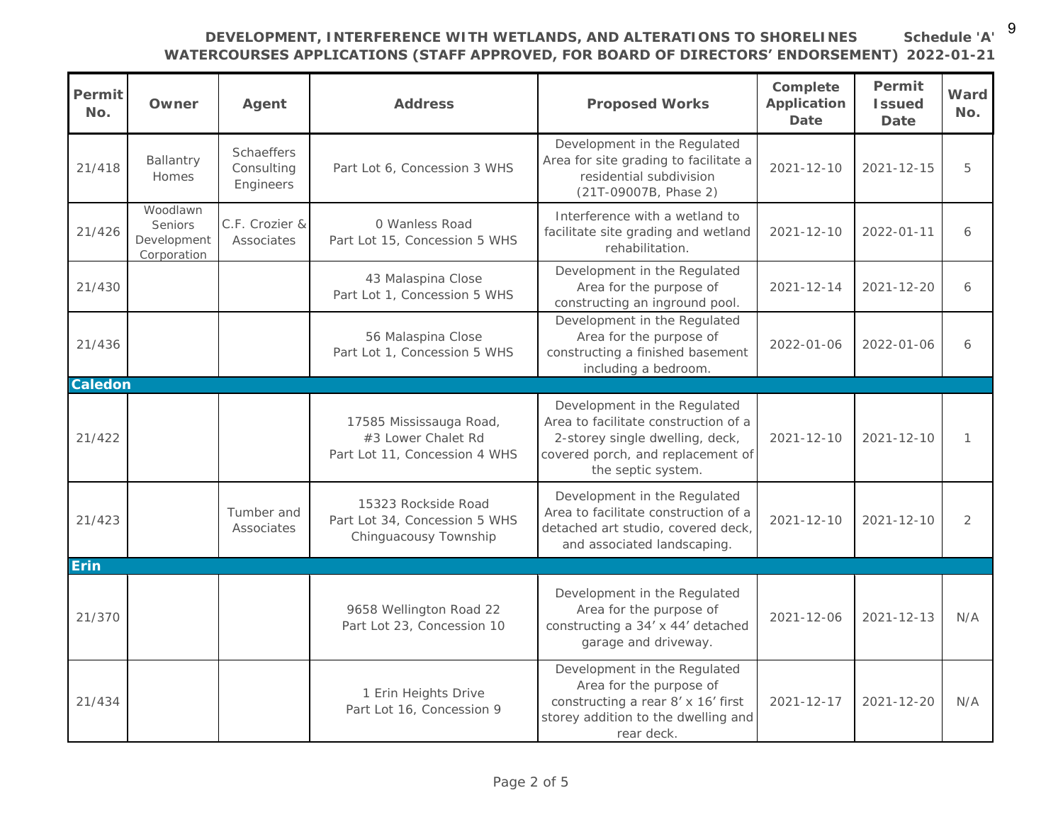**DEVELOPMENT, INTERFERENCE WITH WETLANDS, AND ALTERATIONS TO SHORELINES WATERCOURSES APPLICATIONS (STAFF APPROVED, FOR BOARD OF DIRECTORS' ENDORSEMENT)**

**Schedule 'A' 2022-01-21**

| Permit No. | Owner | Agent | Address | Proposed Works | Complete Application Date | Permit Issued Date | Ward No. |
|---|---|---|---|---|---|---|---|
| 21/418 | Ballantry Homes | Schaeffers Consulting Engineers | Part Lot 6, Concession 3 WHS | Development in the Regulated Area for site grading to facilitate a residential subdivision (21T-09007B, Phase 2) | 2021-12-10 | 2021-12-15 | 5 |
| 21/426 | Woodlawn Seniors Development Corporation | C.F. Crozier & Associates | 0 Wanless Road Part Lot 15, Concession 5 WHS | Interference with a wetland to facilitate site grading and wetland rehabilitation. | 2021-12-10 | 2022-01-11 | 6 |
| 21/430 | | | 43 Malaspina Close Part Lot 1, Concession 5 WHS | Development in the Regulated Area for the purpose of constructing an inground pool. | 2021-12-14 | 2021-12-20 | 6 |
| 21/436 | | | 56 Malaspina Close Part Lot 1, Concession 5 WHS | Development in the Regulated Area for the purpose of constructing a finished basement including a bedroom. | 2022-01-06 | 2022-01-06 | 6 |
| **Caledon** | | | | | | | |
| 21/422 | | | 17585 Mississauga Road, #3 Lower Chalet Rd Part Lot 11, Concession 4 WHS | Development in the Regulated Area to facilitate construction of a 2-storey single dwelling, deck, covered porch, and replacement of the septic system. | 2021-12-10 | 2021-12-10 | 1 |
| 21/423 | | Tumber and Associates | 15323 Rockside Road Part Lot 34, Concession 5 WHS Chinguacousy Township | Development in the Regulated Area to facilitate construction of a detached art studio, covered deck, and associated landscaping. | 2021-12-10 | 2021-12-10 | 2 |
| **Erin** | | | | | | | |
| 21/370 | | | 9658 Wellington Road 22 Part Lot 23, Concession 10 | Development in the Regulated Area for the purpose of constructing a 34' x 44' detached garage and driveway. | 2021-12-06 | 2021-12-13 | N/A |
| 21/434 | | | 1 Erin Heights Drive Part Lot 16, Concession 9 | Development in the Regulated Area for the purpose of constructing a rear 8' x 16' first storey addition to the dwelling and rear deck. | 2021-12-17 | 2021-12-20 | N/A |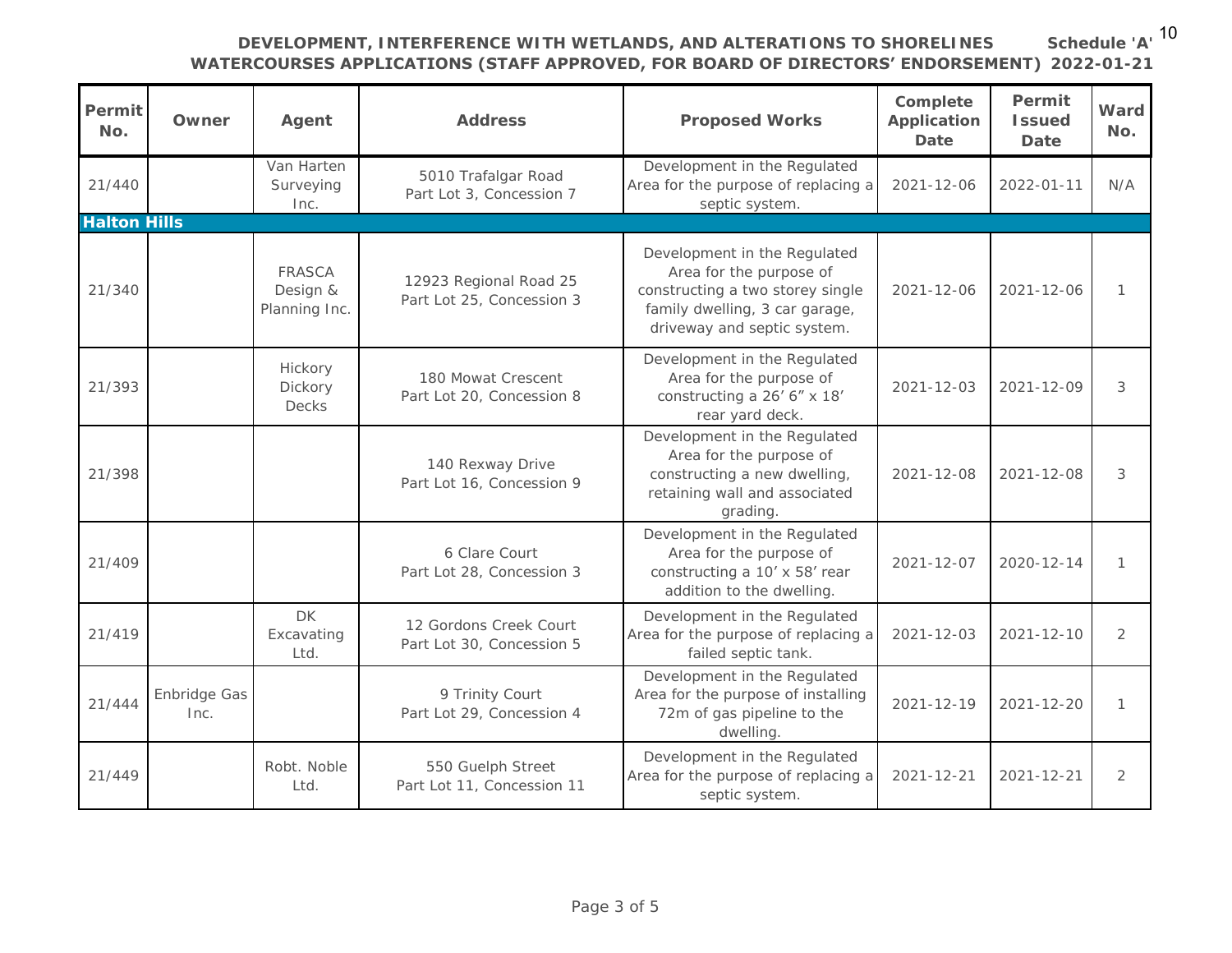**DEVELOPMENT, INTERFERENCE WITH WETLANDS, AND ALTERATIONS TO SHORELINES WATERCOURSES APPLICATIONS (STAFF APPROVED, FOR BOARD OF DIRECTORS' ENDORSEMENT)**

**Schedule 'A' 2022-01-21**

| Permit No. | Owner | Agent | Address | Proposed Works | Complete Application Date | Permit Issued Date | Ward No. |
|---|---|---|---|---|---|---|---|
| 21/440 | | Van Harten Surveying Inc. | 5010 Trafalgar Road Part Lot 3, Concession 7 | Development in the Regulated Area for the purpose of replacing a septic system. | 2021-12-06 | 2022-01-11 | N/A |
| **Halton Hills** | | | | | | | |
| 21/340 | | FRASCA Design & Planning Inc. | 12923 Regional Road 25 Part Lot 25, Concession 3 | Development in the Regulated Area for the purpose of constructing a two storey single family dwelling, 3 car garage, driveway and septic system. | 2021-12-06 | 2021-12-06 | 1 |
| 21/393 | | Hickory Dickory Decks | 180 Mowat Crescent Part Lot 20, Concession 8 | Development in the Regulated Area for the purpose of constructing a 26' 6" x 18' rear yard deck. | 2021-12-03 | 2021-12-09 | 3 |
| 21/398 | | | 140 Rexway Drive Part Lot 16, Concession 9 | Development in the Regulated Area for the purpose of constructing a new dwelling, retaining wall and associated grading. | 2021-12-08 | 2021-12-08 | 3 |
| 21/409 | | | 6 Clare Court Part Lot 28, Concession 3 | Development in the Regulated Area for the purpose of constructing a 10' x 58' rear addition to the dwelling. | 2021-12-07 | 2020-12-14 | 1 |
| 21/419 | | DK Excavating Ltd. | 12 Gordons Creek Court Part Lot 30, Concession 5 | Development in the Regulated Area for the purpose of replacing a failed septic tank. | 2021-12-03 | 2021-12-10 | 2 |
| 21/444 | Enbridge Gas Inc. | | 9 Trinity Court Part Lot 29, Concession 4 | Development in the Regulated Area for the purpose of installing 72m of gas pipeline to the dwelling. | 2021-12-19 | 2021-12-20 | 1 |
| 21/449 | | Robt. Noble Ltd. | 550 Guelph Street Part Lot 11, Concession 11 | Development in the Regulated Area for the purpose of replacing a septic system. | 2021-12-21 | 2021-12-21 | 2 |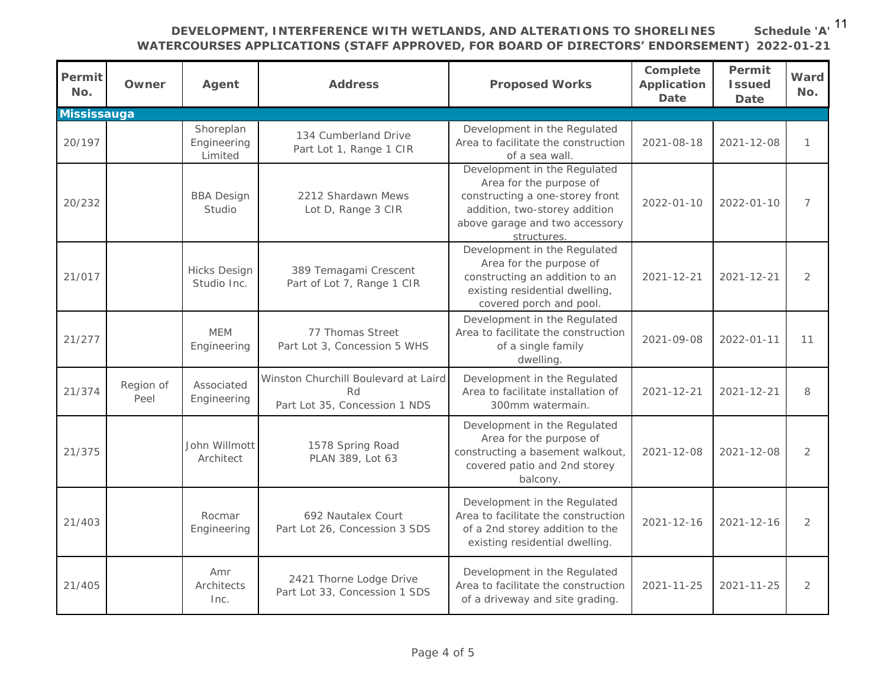**DEVELOPMENT, INTERFERENCE WITH WETLANDS, AND ALTERATIONS TO SHORELINES WATERCOURSES APPLICATIONS (STAFF APPROVED, FOR BOARD OF DIRECTORS' ENDORSEMENT)** **Schedule 'A' 2022-01-21**

| Permit No. | Owner | Agent | Address | Proposed Works | Complete Application Date | Permit Issued Date | Ward No. |
|---|---|---|---|---|---|---|---|
| **Mississauga** | | | | | | | |
| 20/197 | | Shoreplan Engineering Limited | 134 Cumberland Drive Part Lot 1, Range 1 CIR | Development in the Regulated Area to facilitate the construction of a sea wall. | 2021-08-18 | 2021-12-08 | 1 |
| 20/232 | | BBA Design Studio | 2212 Shardawn Mews Lot D, Range 3 CIR | Development in the Regulated Area for the purpose of constructing a one-storey front addition, two-storey addition above garage and two accessory structures. | 2022-01-10 | 2022-01-10 | 7 |
| 21/017 | | Hicks Design Studio Inc. | 389 Temagami Crescent Part of Lot 7, Range 1 CIR | Development in the Regulated Area for the purpose of constructing an addition to an existing residential dwelling, covered porch and pool. | 2021-12-21 | 2021-12-21 | 2 |
| 21/277 | | MEM Engineering | 77 Thomas Street Part Lot 3, Concession 5 WHS | Development in the Regulated Area to facilitate the construction of a single family dwelling. | 2021-09-08 | 2022-01-11 | 11 |
| 21/374 | Region of Peel | Associated Engineering | Winston Churchill Boulevard at Laird Rd Part Lot 35, Concession 1 NDS | Development in the Regulated Area to facilitate installation of 300mm watermain. | 2021-12-21 | 2021-12-21 | 8 |
| 21/375 | | John Willmott Architect | 1578 Spring Road PLAN 389, Lot 63 | Development in the Regulated Area for the purpose of constructing a basement walkout, covered patio and 2nd storey balcony. | 2021-12-08 | 2021-12-08 | 2 |
| 21/403 | | Rocmar Engineering | 692 Nautalex Court Part Lot 26, Concession 3 SDS | Development in the Regulated Area to facilitate the construction of a 2nd storey addition to the existing residential dwelling. | 2021-12-16 | 2021-12-16 | 2 |
| 21/405 | | Amr Architects Inc. | 2421 Thorne Lodge Drive Part Lot 33, Concession 1 SDS | Development in the Regulated Area to facilitate the construction of a driveway and site grading. | 2021-11-25 | 2021-11-25 | 2 |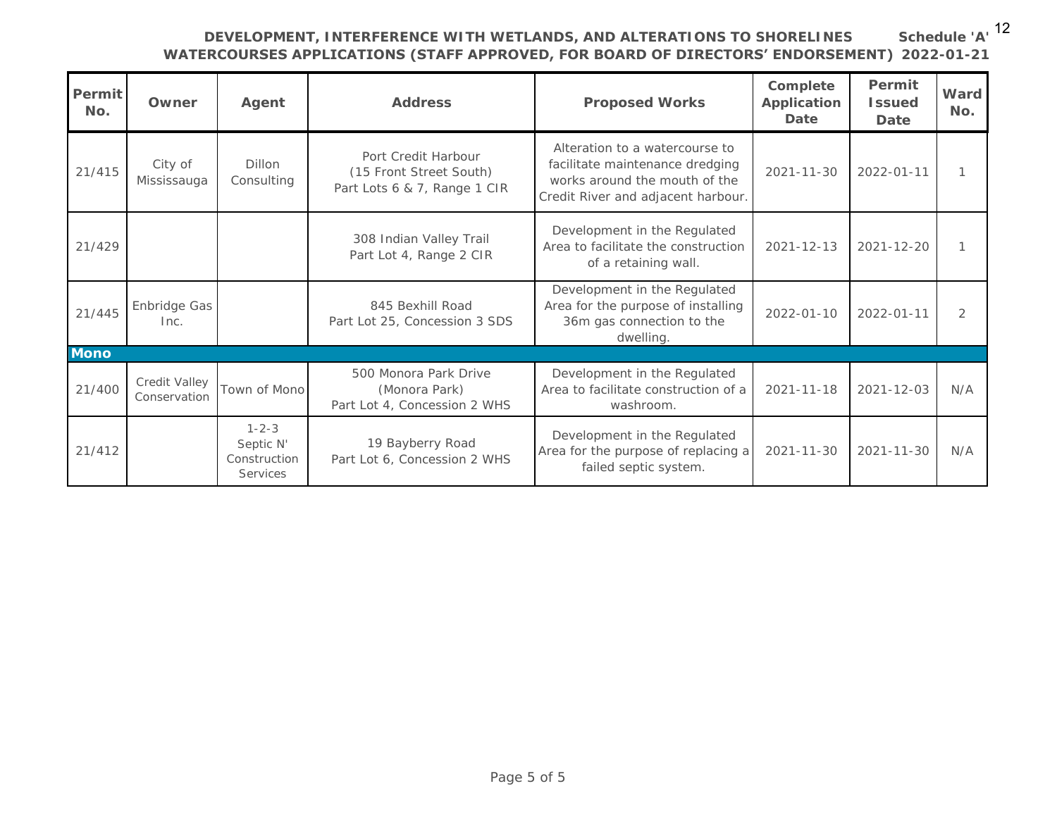**DEVELOPMENT, INTERFERENCE WITH WETLANDS, AND ALTERATIONS TO SHORELINES WATERCOURSES APPLICATIONS (STAFF APPROVED, FOR BOARD OF DIRECTORS' ENDORSEMENT)** **Schedule 'A' 2022-01-21**

| Permit No. | Owner | Agent | Address | Proposed Works | Complete Application Date | Permit Issued Date | Ward No. |
|---|---|---|---|---|---|---|---|
| 21/415 | City of Mississauga | Dillon Consulting | Port Credit Harbour (15 Front Street South) Part Lots 6 & 7, Range 1 CIR | Alteration to a watercourse to facilitate maintenance dredging works around the mouth of the Credit River and adjacent harbour. | 2021-11-30 | 2022-01-11 | 1 |
| 21/429 | | | 308 Indian Valley Trail Part Lot 4, Range 2 CIR | Development in the Regulated Area to facilitate the construction of a retaining wall. | 2021-12-13 | 2021-12-20 | 1 |
| 21/445 | Enbridge Gas Inc. | | 845 Bexhill Road Part Lot 25, Concession 3 SDS | Development in the Regulated Area for the purpose of installing 36m gas connection to the dwelling. | 2022-01-10 | 2022-01-11 | 2 |
| **Mono** | | | | | | | |
| 21/400 | Credit Valley Conservation | Town of Mono | 500 Monora Park Drive (Monora Park) Part Lot 4, Concession 2 WHS | Development in the Regulated Area to facilitate construction of a washroom. | 2021-11-18 | 2021-12-03 | N/A |
| 21/412 | | 1-2-3 Septic N' Construction Services | 19 Bayberry Road Part Lot 6, Concession 2 WHS | Development in the Regulated Area for the purpose of replacing a failed septic system. | 2021-11-30 | 2021-11-30 | N/A |